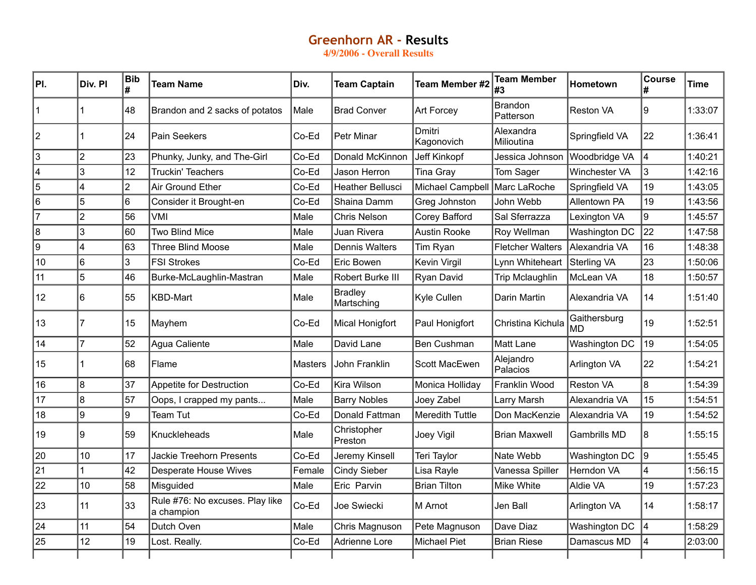# Greenhorn AR - Results

**4/9/2006 - Overall Results**

| Pl. | Div. Pl | Bib # | Team Name | Div. | Team Captain | Team Member #2 | Team Member #3 | Hometown | Course # | Time |
|---|---|---|---|---|---|---|---|---|---|---|
| 1 | 1 | 48 | Brandon and 2 sacks of potatos | Male | Brad Conver | Art Forcey | Brandon Patterson | Reston VA | 9 | 1:33:07 |
| 2 | 1 | 24 | Pain Seekers | Co-Ed | Petr Minar | Dmitri Kagonovich | Alexandra Milioutina | Springfield VA | 22 | 1:36:41 |
| 3 | 2 | 23 | Phunky, Junky, and The-Girl | Co-Ed | Donald McKinnon | Jeff Kinkopf | Jessica Johnson | Woodbridge VA | 4 | 1:40:21 |
| 4 | 3 | 12 | Truckin' Teachers | Co-Ed | Jason Herron | Tina Gray | Tom Sager | Winchester VA | 3 | 1:42:16 |
| 5 | 4 | 2 | Air Ground Ether | Co-Ed | Heather Bellusci | Michael Campbell | Marc LaRoche | Springfield VA | 19 | 1:43:05 |
| 6 | 5 | 6 | Consider it Brought-en | Co-Ed | Shaina Damm | Greg Johnston | John Webb | Allentown PA | 19 | 1:43:56 |
| 7 | 2 | 56 | VMI | Male | Chris Nelson | Corey Bafford | Sal Sferrazza | Lexington VA | 9 | 1:45:57 |
| 8 | 3 | 60 | Two Blind Mice | Male | Juan Rivera | Austin Rooke | Roy Wellman | Washington DC | 22 | 1:47:58 |
| 9 | 4 | 63 | Three Blind Moose | Male | Dennis Walters | Tim Ryan | Fletcher Walters | Alexandria VA | 16 | 1:48:38 |
| 10 | 6 | 3 | FSI Strokes | Co-Ed | Eric Bowen | Kevin Virgil | Lynn Whiteheart | Sterling VA | 23 | 1:50:06 |
| 11 | 5 | 46 | Burke-McLaughlin-Mastran | Male | Robert Burke III | Ryan David | Trip Mclaughlin | McLean VA | 18 | 1:50:57 |
| 12 | 6 | 55 | KBD-Mart | Male | Bradley Martsching | Kyle Cullen | Darin Martin | Alexandria VA | 14 | 1:51:40 |
| 13 | 7 | 15 | Mayhem | Co-Ed | Mical Honigfort | Paul Honigfort | Christina Kichula | Gaithersburg MD | 19 | 1:52:51 |
| 14 | 7 | 52 | Agua Caliente | Male | David Lane | Ben Cushman | Matt Lane | Washington DC | 19 | 1:54:05 |
| 15 | 1 | 68 | Flame | Masters | John Franklin | Scott MacEwen | Alejandro Palacios | Arlington VA | 22 | 1:54:21 |
| 16 | 8 | 37 | Appetite for Destruction | Co-Ed | Kira Wilson | Monica Holliday | Franklin Wood | Reston VA | 8 | 1:54:39 |
| 17 | 8 | 57 | Oops, I crapped my pants... | Male | Barry Nobles | Joey Zabel | Larry Marsh | Alexandria VA | 15 | 1:54:51 |
| 18 | 9 | 9 | Team Tut | Co-Ed | Donald Fattman | Meredith Tuttle | Don MacKenzie | Alexandria VA | 19 | 1:54:52 |
| 19 | 9 | 59 | Knuckleheads | Male | Christopher Preston | Joey Vigil | Brian Maxwell | Gambrills MD | 8 | 1:55:15 |
| 20 | 10 | 17 | Jackie Treehorn Presents | Co-Ed | Jeremy Kinsell | Teri Taylor | Nate Webb | Washington DC | 9 | 1:55:45 |
| 21 | 1 | 42 | Desperate House Wives | Female | Cindy Sieber | Lisa Rayle | Vanessa Spiller | Herndon VA | 4 | 1:56:15 |
| 22 | 10 | 58 | Misguided | Male | Eric Parvin | Brian Tilton | Mike White | Aldie VA | 19 | 1:57:23 |
| 23 | 11 | 33 | Rule #76: No excuses. Play like a champion | Co-Ed | Joe Swiecki | M Arnot | Jen Ball | Arlington VA | 14 | 1:58:17 |
| 24 | 11 | 54 | Dutch Oven | Male | Chris Magnuson | Pete Magnuson | Dave Diaz | Washington DC | 4 | 1:58:29 |
| 25 | 12 | 19 | Lost. Really. | Co-Ed | Adrienne Lore | Michael Piet | Brian Riese | Damascus MD | 4 | 2:03:00 |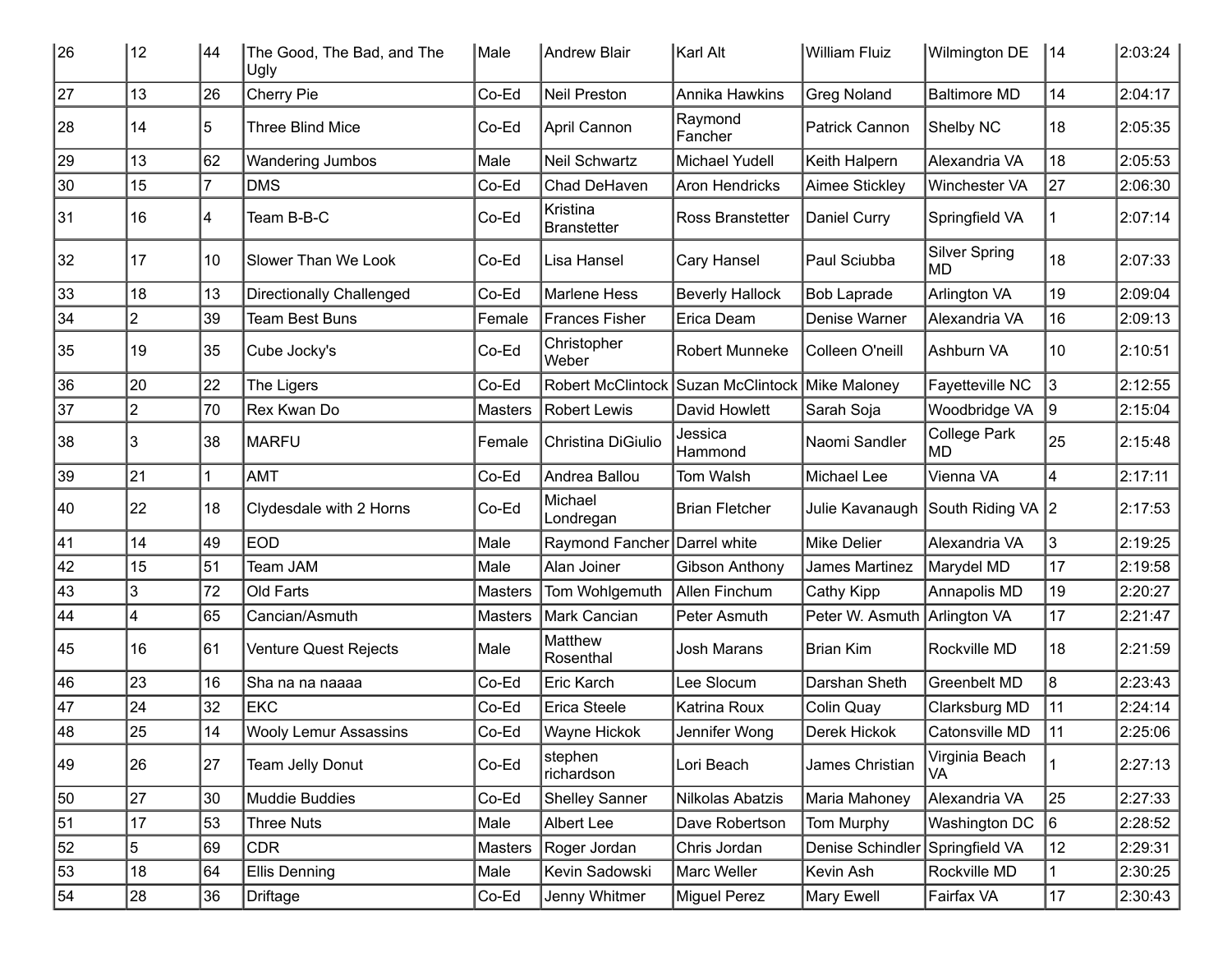| | | | | | | | | | | |
|---|---|---|---|---|---|---|---|---|---|---|
| 26 | 12 | 44 | The Good, The Bad, and The Ugly | Male | Andrew Blair | Karl Alt | William Fluiz | Wilmington DE | 14 | 2:03:24 |
| 27 | 13 | 26 | Cherry Pie | Co-Ed | Neil Preston | Annika Hawkins | Greg Noland | Baltimore MD | 14 | 2:04:17 |
| 28 | 14 | 5 | Three Blind Mice | Co-Ed | April Cannon | Raymond Fancher | Patrick Cannon | Shelby NC | 18 | 2:05:35 |
| 29 | 13 | 62 | Wandering Jumbos | Male | Neil Schwartz | Michael Yudell | Keith Halpern | Alexandria VA | 18 | 2:05:53 |
| 30 | 15 | 7 | DMS | Co-Ed | Chad DeHaven | Aron Hendricks | Aimee Stickley | Winchester VA | 27 | 2:06:30 |
| 31 | 16 | 4 | Team B-B-C | Co-Ed | Kristina Branstetter | Ross Branstetter | Daniel Curry | Springfield VA | 1 | 2:07:14 |
| 32 | 17 | 10 | Slower Than We Look | Co-Ed | Lisa Hansel | Cary Hansel | Paul Sciubba | Silver Spring MD | 18 | 2:07:33 |
| 33 | 18 | 13 | Directionally Challenged | Co-Ed | Marlene Hess | Beverly Hallock | Bob Laprade | Arlington VA | 19 | 2:09:04 |
| 34 | 2 | 39 | Team Best Buns | Female | Frances Fisher | Erica Deam | Denise Warner | Alexandria VA | 16 | 2:09:13 |
| 35 | 19 | 35 | Cube Jocky's | Co-Ed | Christopher Weber | Robert Munneke | Colleen O'neill | Ashburn VA | 10 | 2:10:51 |
| 36 | 20 | 22 | The Ligers | Co-Ed | Robert McClintock | Suzan McClintock | Mike Maloney | Fayetteville NC | 3 | 2:12:55 |
| 37 | 2 | 70 | Rex Kwan Do | Masters | Robert Lewis | David Howlett | Sarah Soja | Woodbridge VA | 9 | 2:15:04 |
| 38 | 3 | 38 | MARFU | Female | Christina DiGiulio | Jessica Hammond | Naomi Sandler | College Park MD | 25 | 2:15:48 |
| 39 | 21 | 1 | AMT | Co-Ed | Andrea Ballou | Tom Walsh | Michael Lee | Vienna VA | 4 | 2:17:11 |
| 40 | 22 | 18 | Clydesdale with 2 Horns | Co-Ed | Michael Londregan | Brian Fletcher | Julie Kavanaugh | South Riding VA | 2 | 2:17:53 |
| 41 | 14 | 49 | EOD | Male | Raymond Fancher | Darrel white | Mike Delier | Alexandria VA | 3 | 2:19:25 |
| 42 | 15 | 51 | Team JAM | Male | Alan Joiner | Gibson Anthony | James Martinez | Marydel MD | 17 | 2:19:58 |
| 43 | 3 | 72 | Old Farts | Masters | Tom Wohlgemuth | Allen Finchum | Cathy Kipp | Annapolis MD | 19 | 2:20:27 |
| 44 | 4 | 65 | Cancian/Asmuth | Masters | Mark Cancian | Peter Asmuth | Peter W. Asmuth | Arlington VA | 17 | 2:21:47 |
| 45 | 16 | 61 | Venture Quest Rejects | Male | Matthew Rosenthal | Josh Marans | Brian Kim | Rockville MD | 18 | 2:21:59 |
| 46 | 23 | 16 | Sha na na naaaa | Co-Ed | Eric Karch | Lee Slocum | Darshan Sheth | Greenbelt MD | 8 | 2:23:43 |
| 47 | 24 | 32 | EKC | Co-Ed | Erica Steele | Katrina Roux | Colin Quay | Clarksburg MD | 11 | 2:24:14 |
| 48 | 25 | 14 | Wooly Lemur Assassins | Co-Ed | Wayne Hickok | Jennifer Wong | Derek Hickok | Catonsville MD | 11 | 2:25:06 |
| 49 | 26 | 27 | Team Jelly Donut | Co-Ed | stephen richardson | Lori Beach | James Christian | Virginia Beach VA | 1 | 2:27:13 |
| 50 | 27 | 30 | Muddie Buddies | Co-Ed | Shelley Sanner | Nilkolas Abatzis | Maria Mahoney | Alexandria VA | 25 | 2:27:33 |
| 51 | 17 | 53 | Three Nuts | Male | Albert Lee | Dave Robertson | Tom Murphy | Washington DC | 6 | 2:28:52 |
| 52 | 5 | 69 | CDR | Masters | Roger Jordan | Chris Jordan | Denise Schindler | Springfield VA | 12 | 2:29:31 |
| 53 | 18 | 64 | Ellis Denning | Male | Kevin Sadowski | Marc Weller | Kevin Ash | Rockville MD | 1 | 2:30:25 |
| 54 | 28 | 36 | Driftage | Co-Ed | Jenny Whitmer | Miguel Perez | Mary Ewell | Fairfax VA | 17 | 2:30:43 |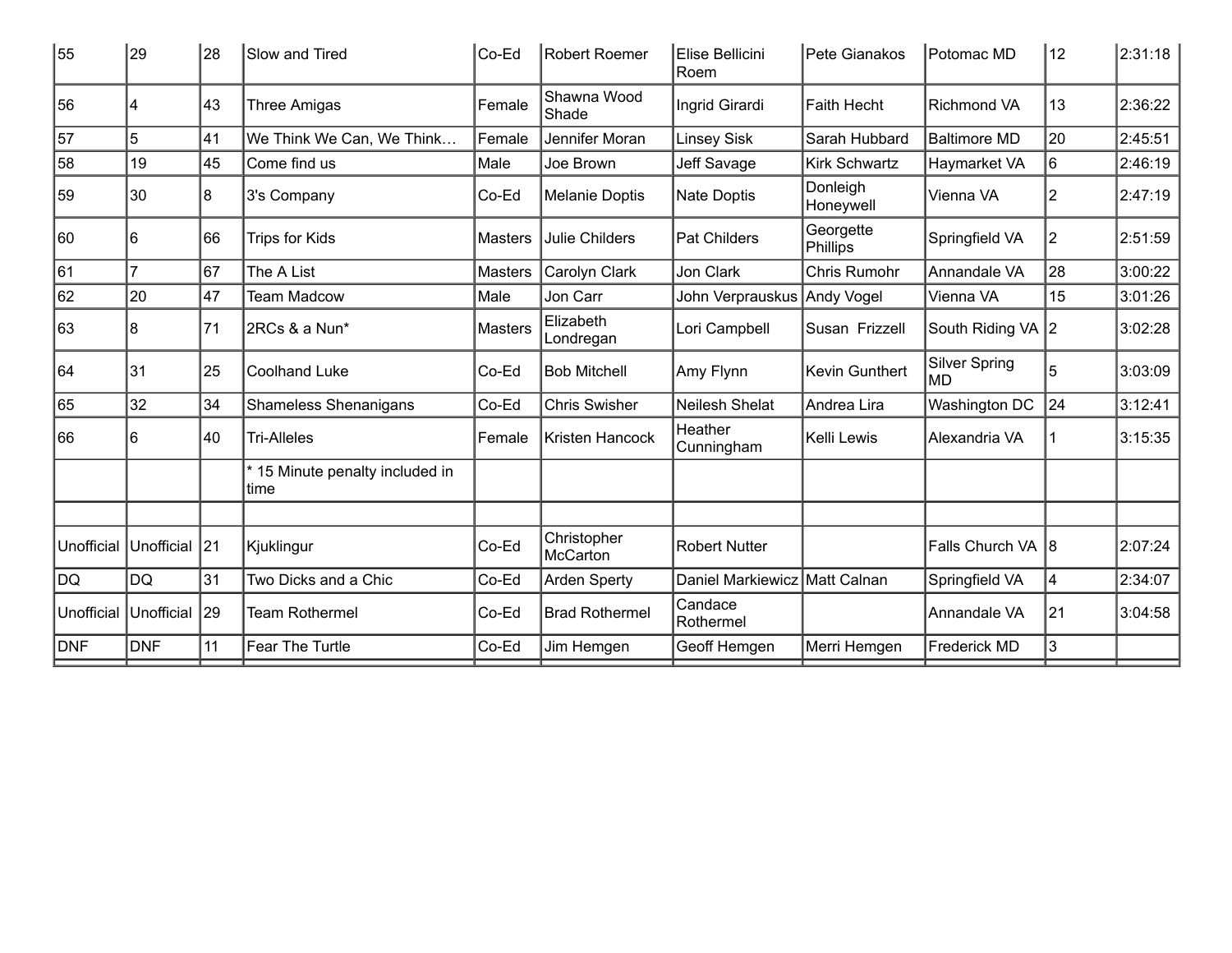| | | | | | | | | | | |
|---|---|---|---|---|---|---|---|---|---|---|
| 55 | 29 | 28 | Slow and Tired | Co-Ed | Robert Roemer | Elise Bellicini Roem | Pete Gianakos | Potomac MD | 12 | 2:31:18 |
| 56 | 4 | 43 | Three Amigas | Female | Shawna Wood Shade | Ingrid Girardi | Faith Hecht | Richmond VA | 13 | 2:36:22 |
| 57 | 5 | 41 | We Think We Can, We Think… | Female | Jennifer Moran | Linsey Sisk | Sarah Hubbard | Baltimore MD | 20 | 2:45:51 |
| 58 | 19 | 45 | Come find us | Male | Joe Brown | Jeff Savage | Kirk Schwartz | Haymarket VA | 6 | 2:46:19 |
| 59 | 30 | 8 | 3's Company | Co-Ed | Melanie Doptis | Nate Doptis | Donleigh Honeywell | Vienna VA | 2 | 2:47:19 |
| 60 | 6 | 66 | Trips for Kids | Masters | Julie Childers | Pat Childers | Georgette Phillips | Springfield VA | 2 | 2:51:59 |
| 61 | 7 | 67 | The A List | Masters | Carolyn Clark | Jon Clark | Chris Rumohr | Annandale VA | 28 | 3:00:22 |
| 62 | 20 | 47 | Team Madcow | Male | Jon Carr | John Verprauskus | Andy Vogel | Vienna VA | 15 | 3:01:26 |
| 63 | 8 | 71 | 2RCs & a Nun* | Masters | Elizabeth Londregan | Lori Campbell | Susan Frizzell | South Riding VA | 2 | 3:02:28 |
| 64 | 31 | 25 | Coolhand Luke | Co-Ed | Bob Mitchell | Amy Flynn | Kevin Gunthert | Silver Spring MD | 5 | 3:03:09 |
| 65 | 32 | 34 | Shameless Shenanigans | Co-Ed | Chris Swisher | Neilesh Shelat | Andrea Lira | Washington DC | 24 | 3:12:41 |
| 66 | 6 | 40 | Tri-Alleles | Female | Kristen Hancock | Heather Cunningham | Kelli Lewis | Alexandria VA | 1 | 3:15:35 |
| | | | * 15 Minute penalty included in time | | | | | | | |
| | | | | | | | | | | |
| Unofficial | Unofficial | 21 | Kjuklingur | Co-Ed | Christopher McCarton | Robert Nutter | | Falls Church VA | 8 | 2:07:24 |
| DQ | DQ | 31 | Two Dicks and a Chic | Co-Ed | Arden Sperty | Daniel Markiewicz | Matt Calnan | Springfield VA | 4 | 2:34:07 |
| Unofficial | Unofficial | 29 | Team Rothermel | Co-Ed | Brad Rothermel | Candace Rothermel | | Annandale VA | 21 | 3:04:58 |
| DNF | DNF | 11 | Fear The Turtle | Co-Ed | Jim Hemgen | Geoff Hemgen | Merri Hemgen | Frederick MD | 3 | |